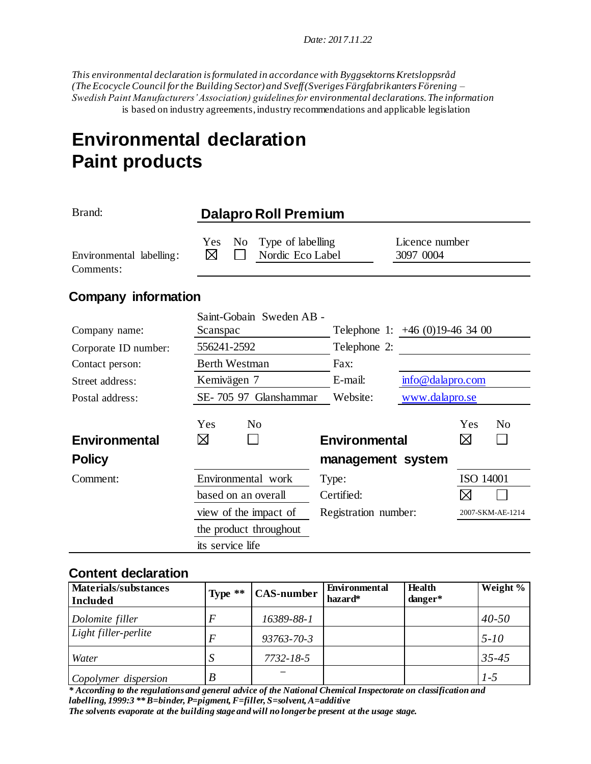*Date: 2017.11.22*

*This environmental declaration is formulated in accordance with Byggsektorns Kretsloppsråd (The Ecocycle Council for the Building Sector) and Sveff (Sveriges Färgfabrikanters Förening – Swedish Paint Manufacturers' Association) guidelines for environmental declarations. The information* is based on industry agreements, industry recommendations and applicable legislation

# Environmental declaration Paint products

Brand: **Dalapro Roll Premium**

| | Yes | No | Type of labelling | Licence number |
|---|---|---|---|---|
| Environmental labelling: | ☒ | ☐ | Nordic Eco Label | 3097 0004 |
| Comments: | | | | |

## Company information

| | | | |
|---|---|---|---|
| Company name: | Saint-Gobain Sweden AB - Scanspac | Telephone 1: | +46 (0)19-46 34 00 |
| Corporate ID number: | 556241-2592 | Telephone 2: | |
| Contact person: | Berth Westman | Fax: | |
| Street address: | Kemivägen 7 | E-mail: | info@dalapro.com |
| Postal address: | SE- 705 97 Glanshammar | Website: | www.dalapro.se |

| | Yes | No | | Yes | No |
|---|---|---|---|---|---|
| **Environmental Policy** | ☒ | ☐ | **Environmental management system** | ☒ | ☐ |
| Comment: | Environmental work based on an overall view of the impact of the product throughout its service life | | Type: | ISO 14001 | |
| | | | Certified: | ☒ | ☐ |
| | | | Registration number: | 2007-SKM-AE-1214 | |

## Content declaration

| Materials/substances Included | Type ** | CAS-number | Environmental hazard* | Health danger* | Weight % |
|---|---|---|---|---|---|
| *Dolomite filler* | *F* | *16389-88-1* | | | *40-50* |
| *Light filler-perlite* | *F* | *93763-70-3* | | | *5-10* |
| *Water* | *S* | *7732-18-5* | | | *35-45* |
| *Copolymer dispersion* | *B* | – | | | *1-5* |

***** *According to the regulations and general advice of the National Chemical Inspectorate on classification and labelling, 1999:3* ****** *B=binder, P=pigment, F=filler, S=solvent, A=additive*

***The solvents evaporate at the building stage and will no longer be present at the usage stage.***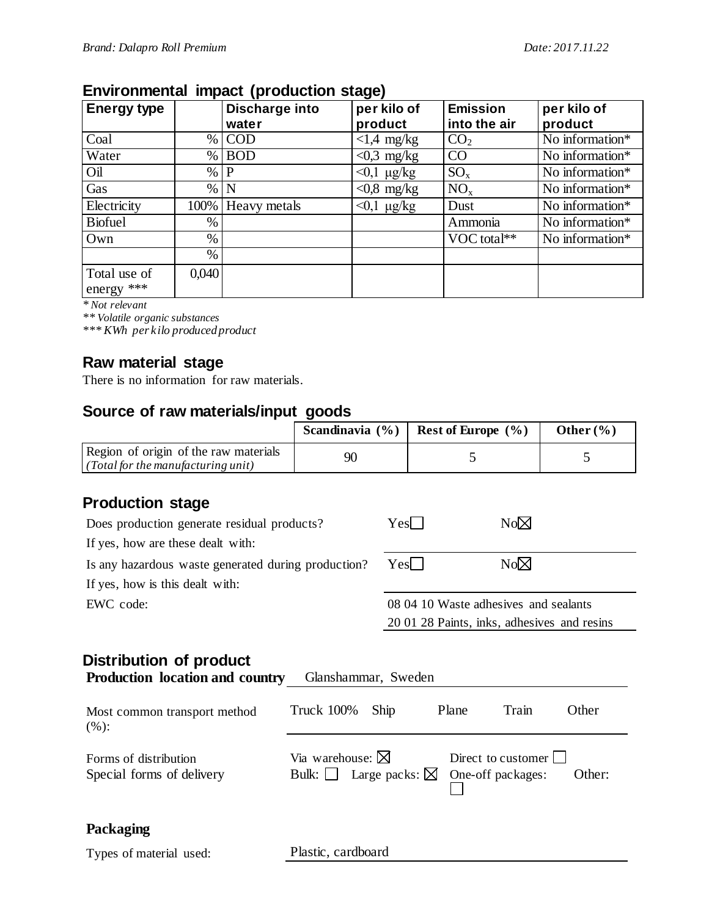## Environmental impact (production stage)

| Energy type | | Discharge into water | per kilo of product | Emission into the air | per kilo of product |
|---|---|---|---|---|---|
| Coal | % | COD | <1,4 mg/kg | $CO_2$ | No information* |
| Water | % | BOD | <0,3 mg/kg | CO | No information* |
| Oil | % | P | <0,1 µg/kg | $SO_x$ | No information* |
| Gas | % | N | <0,8 mg/kg | $NO_x$ | No information* |
| Electricity | 100% | Heavy metals | <0,1 µg/kg | Dust | No information* |
| Biofuel | % | | | Ammonia | No information* |
| Own | % | | | VOC total** | No information* |
| | % | | | | |
| Total use of energy *** | 0,040 | | | | |

*\* Not relevant*

*\*\* Volatile organic substances*

*\*\*\* KWh per kilo produced product*

## Raw material stage

There is no information for raw materials.

## Source of raw materials/input goods

| | Scandinavia (%) | Rest of Europe (%) | Other (%) |
|---|---|---|---|
| Region of origin of the raw materials *(Total for the manufacturing unit)* | 90 | 5 | 5 |

## Production stage

| | | |
|---|---|---|
| Does production generate residual products? | Yes ☐ | No ☒ |
| If yes, how are these dealt with: | | |
| Is any hazardous waste generated during production? | Yes ☐ | No ☒ |
| If yes, how is this dealt with: | | |
| EWC code: | 08 04 10 Waste adhesives and sealants<br>20 01 28 Paints, inks, adhesives and resins | |

## Distribution of product

**Production location and country** Glanshammar, Sweden

Most common transport method (%): Truck 100% Ship Plane Train Other

Forms of distribution: Via warehouse: ☒ Direct to customer ☐

Special forms of delivery: Bulk: ☐ Large packs: ☒ One-off packages: ☐ Other:

### Packaging

Types of material used: Plastic, cardboard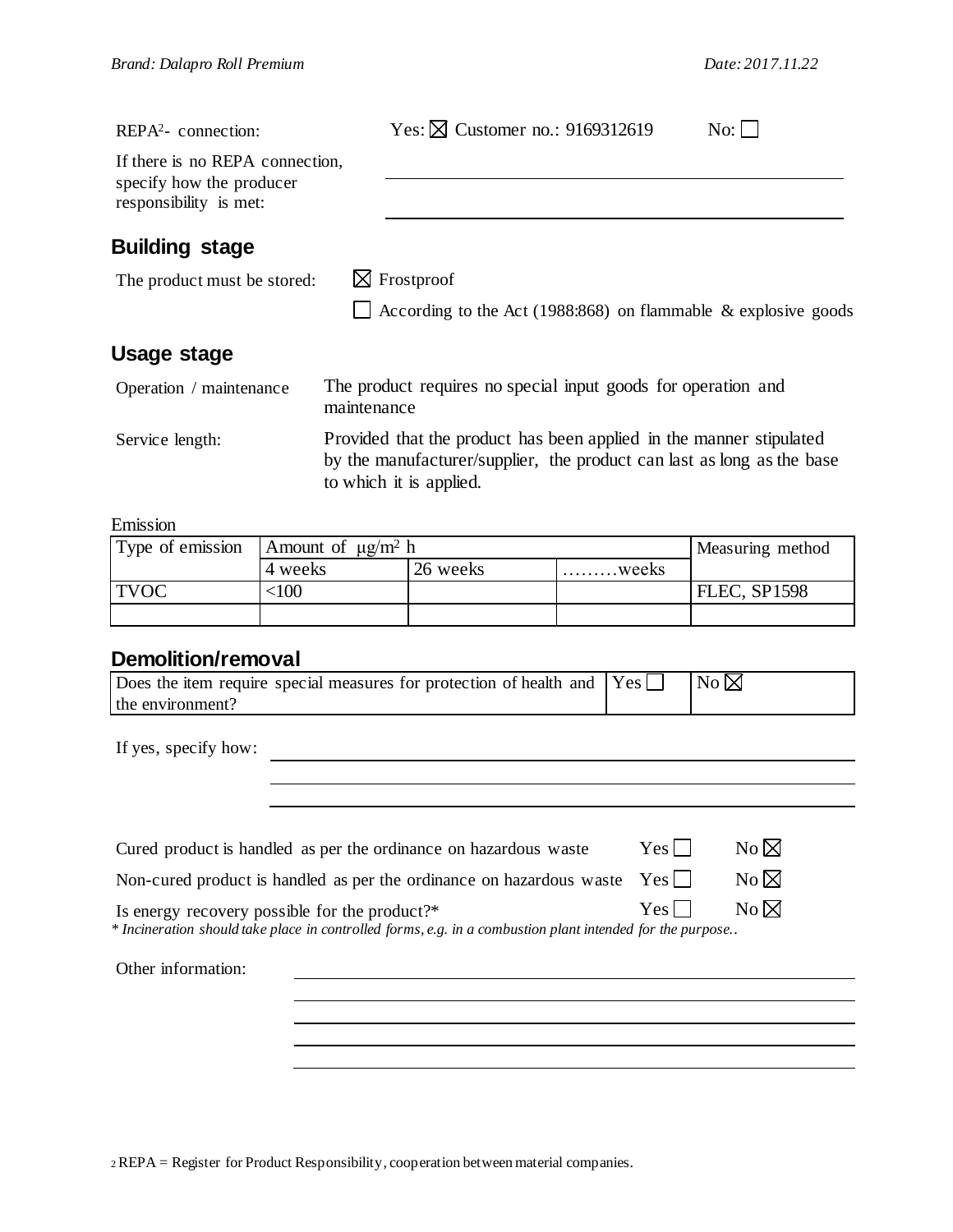REPA[2]- connection: Yes: ☒ Customer no.: 9169312619 No: ☐

If there is no REPA connection, specify how the producer responsibility is met:

## Building stage

The product must be stored: ☒ Frostproof

☐ According to the Act (1988:868) on flammable & explosive goods

## Usage stage

Operation / maintenance: The product requires no special input goods for operation and maintenance

Service length: Provided that the product has been applied in the manner stipulated by the manufacturer/supplier, the product can last as long as the base to which it is applied.

Emission

| Type of emission | Amount of µg/m² h | | | Measuring method |
|---|---|---|---|---|
| | 4 weeks | 26 weeks | ………weeks | |
| TVOC | <100 | | | FLEC, SP1598 |
| | | | | |

## Demolition/removal

| Does the item require special measures for protection of health and the environment? | Yes ☐ | No ☒ |
|---|---|---|

If yes, specify how:

Cured product is handled as per the ordinance on hazardous waste Yes ☐ No ☒

Non-cured product is handled as per the ordinance on hazardous waste Yes ☐ No ☒

Is energy recovery possible for the product?* Yes ☐ No ☒

*\* Incineration should take place in controlled forms, e.g. in a combustion plant intended for the purpose..*

Other information:

[2] REPA = Register for Product Responsibility, cooperation between material companies.